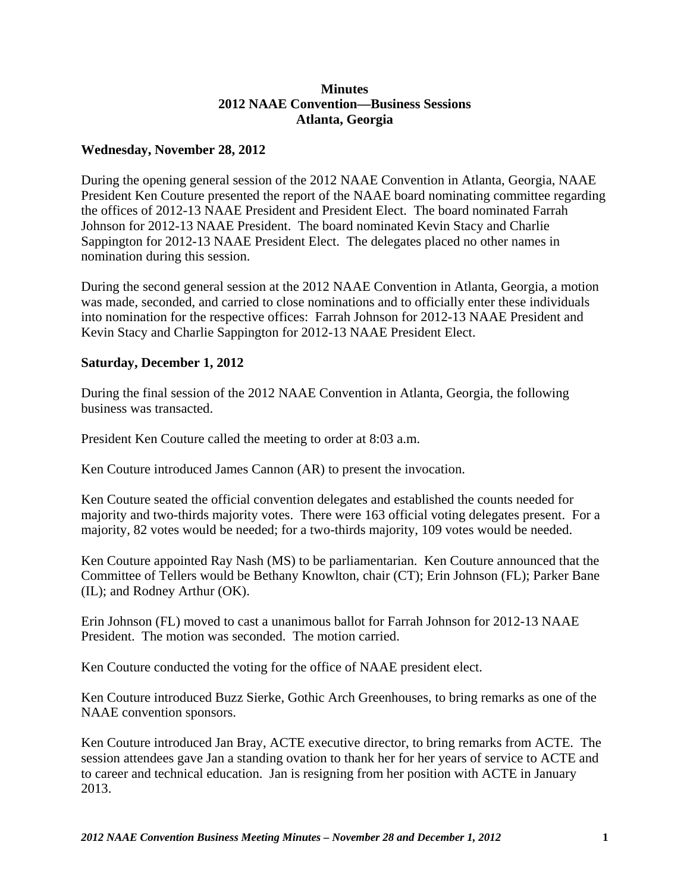**Minutes**
**2012 NAAE Convention—Business Sessions**
**Atlanta, Georgia**

**Wednesday, November 28, 2012**

During the opening general session of the 2012 NAAE Convention in Atlanta, Georgia, NAAE President Ken Couture presented the report of the NAAE board nominating committee regarding the offices of 2012-13 NAAE President and President Elect. The board nominated Farrah Johnson for 2012-13 NAAE President. The board nominated Kevin Stacy and Charlie Sappington for 2012-13 NAAE President Elect. The delegates placed no other names in nomination during this session.

During the second general session at the 2012 NAAE Convention in Atlanta, Georgia, a motion was made, seconded, and carried to close nominations and to officially enter these individuals into nomination for the respective offices: Farrah Johnson for 2012-13 NAAE President and Kevin Stacy and Charlie Sappington for 2012-13 NAAE President Elect.

**Saturday, December 1, 2012**

During the final session of the 2012 NAAE Convention in Atlanta, Georgia, the following business was transacted.

President Ken Couture called the meeting to order at 8:03 a.m.

Ken Couture introduced James Cannon (AR) to present the invocation.

Ken Couture seated the official convention delegates and established the counts needed for majority and two-thirds majority votes. There were 163 official voting delegates present. For a majority, 82 votes would be needed; for a two-thirds majority, 109 votes would be needed.

Ken Couture appointed Ray Nash (MS) to be parliamentarian. Ken Couture announced that the Committee of Tellers would be Bethany Knowlton, chair (CT); Erin Johnson (FL); Parker Bane (IL); and Rodney Arthur (OK).

Erin Johnson (FL) moved to cast a unanimous ballot for Farrah Johnson for 2012-13 NAAE President. The motion was seconded. The motion carried.

Ken Couture conducted the voting for the office of NAAE president elect.

Ken Couture introduced Buzz Sierke, Gothic Arch Greenhouses, to bring remarks as one of the NAAE convention sponsors.

Ken Couture introduced Jan Bray, ACTE executive director, to bring remarks from ACTE. The session attendees gave Jan a standing ovation to thank her for her years of service to ACTE and to career and technical education. Jan is resigning from her position with ACTE in January 2013.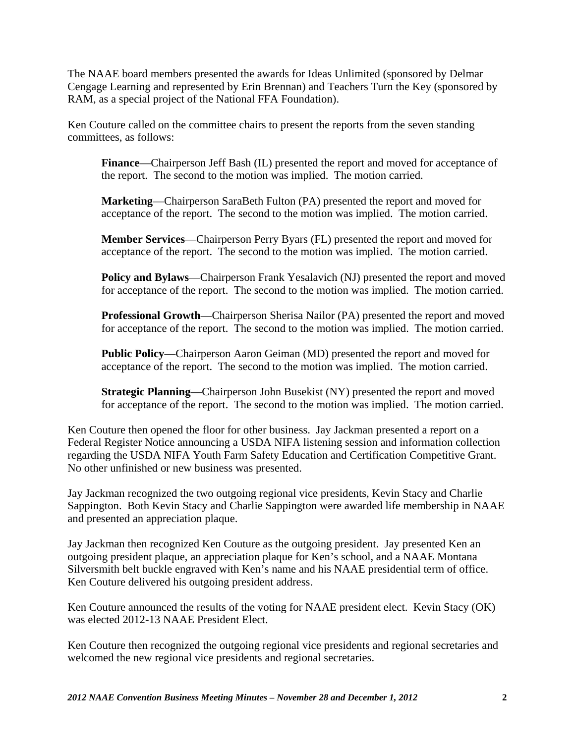The NAAE board members presented the awards for Ideas Unlimited (sponsored by Delmar Cengage Learning and represented by Erin Brennan) and Teachers Turn the Key (sponsored by RAM, as a special project of the National FFA Foundation).

Ken Couture called on the committee chairs to present the reports from the seven standing committees, as follows:

> **Finance**—Chairperson Jeff Bash (IL) presented the report and moved for acceptance of the report. The second to the motion was implied. The motion carried.
>
> **Marketing**—Chairperson SaraBeth Fulton (PA) presented the report and moved for acceptance of the report. The second to the motion was implied. The motion carried.
>
> **Member Services**—Chairperson Perry Byars (FL) presented the report and moved for acceptance of the report. The second to the motion was implied. The motion carried.
>
> **Policy and Bylaws**—Chairperson Frank Yesalavich (NJ) presented the report and moved for acceptance of the report. The second to the motion was implied. The motion carried.
>
> **Professional Growth**—Chairperson Sherisa Nailor (PA) presented the report and moved for acceptance of the report. The second to the motion was implied. The motion carried.
>
> **Public Policy**—Chairperson Aaron Geiman (MD) presented the report and moved for acceptance of the report. The second to the motion was implied. The motion carried.
>
> **Strategic Planning**—Chairperson John Busekist (NY) presented the report and moved for acceptance of the report. The second to the motion was implied. The motion carried.

Ken Couture then opened the floor for other business. Jay Jackman presented a report on a Federal Register Notice announcing a USDA NIFA listening session and information collection regarding the USDA NIFA Youth Farm Safety Education and Certification Competitive Grant. No other unfinished or new business was presented.

Jay Jackman recognized the two outgoing regional vice presidents, Kevin Stacy and Charlie Sappington. Both Kevin Stacy and Charlie Sappington were awarded life membership in NAAE and presented an appreciation plaque.

Jay Jackman then recognized Ken Couture as the outgoing president. Jay presented Ken an outgoing president plaque, an appreciation plaque for Ken's school, and a NAAE Montana Silversmith belt buckle engraved with Ken's name and his NAAE presidential term of office. Ken Couture delivered his outgoing president address.

Ken Couture announced the results of the voting for NAAE president elect. Kevin Stacy (OK) was elected 2012-13 NAAE President Elect.

Ken Couture then recognized the outgoing regional vice presidents and regional secretaries and welcomed the new regional vice presidents and regional secretaries.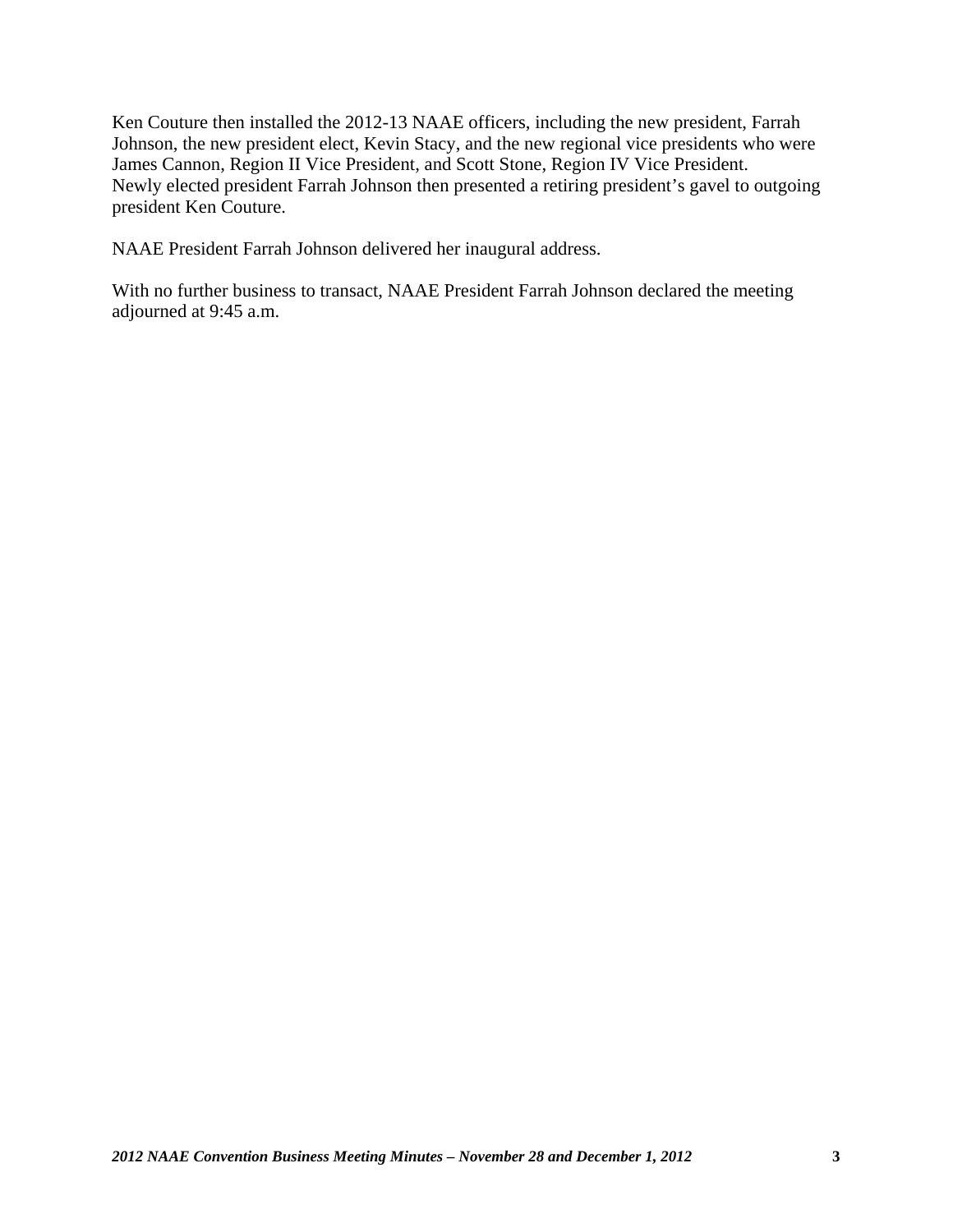Ken Couture then installed the 2012-13 NAAE officers, including the new president, Farrah Johnson, the new president elect, Kevin Stacy, and the new regional vice presidents who were James Cannon, Region II Vice President, and Scott Stone, Region IV Vice President. Newly elected president Farrah Johnson then presented a retiring president's gavel to outgoing president Ken Couture.

NAAE President Farrah Johnson delivered her inaugural address.

With no further business to transact, NAAE President Farrah Johnson declared the meeting adjourned at 9:45 a.m.